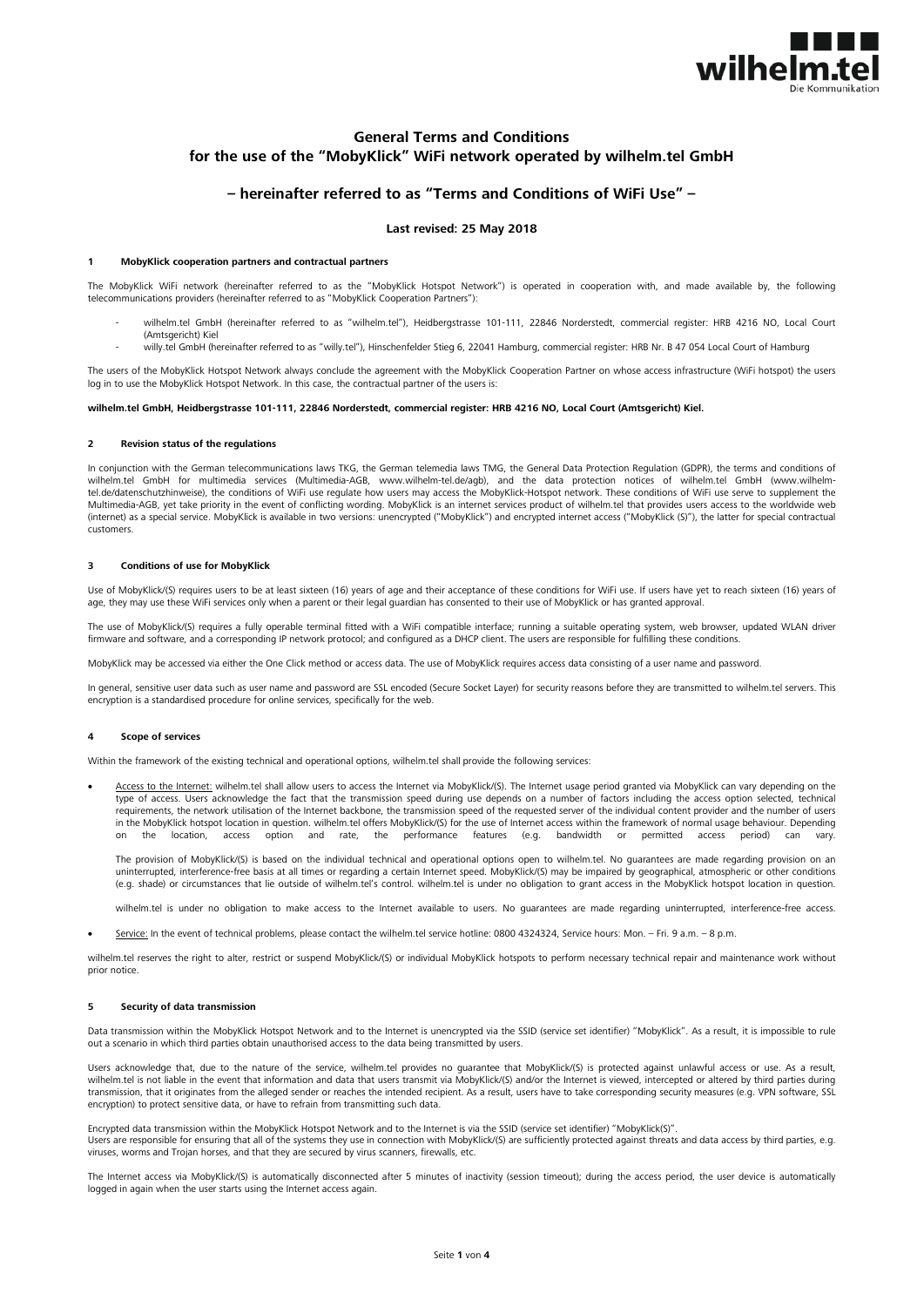# General Terms and Conditions for the use of the "MobyKlick" WiFi network operated by wilhelm.tel GmbH

## – hereinafter referred to as "Terms and Conditions of WiFi Use" –

**Last revised: 25 May 2018**

### 1 MobyKlick cooperation partners and contractual partners

The MobyKlick WiFi network (hereinafter referred to as the "MobyKlick Hotspot Network") is operated in cooperation with, and made available by, the following telecommunications providers (hereinafter referred to as "MobyKlick Cooperation Partners"):

- wilhelm.tel GmbH (hereinafter referred to as "wilhelm.tel"), Heidbergstrasse 101-111, 22846 Norderstedt, commercial register: HRB 4216 NO, Local Court (Amtsgericht) Kiel
- willy.tel GmbH (hereinafter referred to as "willy.tel"), Hinschenfelder Stieg 6, 22041 Hamburg, commercial register: HRB Nr. B 47 054 Local Court of Hamburg

The users of the MobyKlick Hotspot Network always conclude the agreement with the MobyKlick Cooperation Partner on whose access infrastructure (WiFi hotspot) the users log in to use the MobyKlick Hotspot Network. In this case, the contractual partner of the users is:

**wilhelm.tel GmbH, Heidbergstrasse 101-111, 22846 Norderstedt, commercial register: HRB 4216 NO, Local Court (Amtsgericht) Kiel.**

### 2 Revision status of the regulations

In conjunction with the German telecommunications laws TKG, the German telemedia laws TMG, the General Data Protection Regulation (GDPR), the terms and conditions of wilhelm.tel GmbH for multimedia services (Multimedia-AGB, www.wilhelm-tel.de/agb), and the data protection notices of wilhelm.tel GmbH (www.wilhelm-tel.de/datenschutzhinweise), the conditions of WiFi use regulate how users may access the MobyKlick-Hotspot network. These conditions of WiFi use serve to supplement the Multimedia-AGB, yet take priority in the event of conflicting wording. MobyKlick is an internet services product of wilhelm.tel that provides users access to the worldwide web (internet) as a special service. MobyKlick is available in two versions: unencrypted ("MobyKlick") and encrypted internet access ("MobyKlick (S)"), the latter for special contractual customers.

### 3 Conditions of use for MobyKlick

Use of MobyKlick/(S) requires users to be at least sixteen (16) years of age and their acceptance of these conditions for WiFi use. If users have yet to reach sixteen (16) years of age, they may use these WiFi services only when a parent or their legal guardian has consented to their use of MobyKlick or has granted approval.

The use of MobyKlick/(S) requires a fully operable terminal fitted with a WiFi compatible interface; running a suitable operating system, web browser, updated WLAN driver firmware and software, and a corresponding IP network protocol; and configured as a DHCP client. The users are responsible for fulfilling these conditions.

MobyKlick may be accessed via either the One Click method or access data. The use of MobyKlick requires access data consisting of a user name and password.

In general, sensitive user data such as user name and password are SSL encoded (Secure Socket Layer) for security reasons before they are transmitted to wilhelm.tel servers. This encryption is a standardised procedure for online services, specifically for the web.

### 4 Scope of services

Within the framework of the existing technical and operational options, wilhelm.tel shall provide the following services:

- Access to the Internet: wilhelm.tel shall allow users to access the Internet via MobyKlick/(S). The Internet usage period granted via MobyKlick can vary depending on the type of access. Users acknowledge the fact that the transmission speed during use depends on a number of factors including the access option selected, technical requirements, the network utilisation of the Internet backbone, the transmission speed of the requested server of the individual content provider and the number of users in the MobyKlick hotspot location in question. wilhelm.tel offers MobyKlick/(S) for the use of Internet access within the framework of normal usage behaviour. Depending on the location, access option and rate, the performance features (e.g. bandwidth or permitted access period) can vary.

  The provision of MobyKlick/(S) is based on the individual technical and operational options open to wilhelm.tel. No guarantees are made regarding provision on an uninterrupted, interference-free basis at all times or regarding a certain Internet speed. MobyKlick/(S) may be impaired by geographical, atmospheric or other conditions (e.g. shade) or circumstances that lie outside of wilhelm.tel's control. wilhelm.tel is under no obligation to grant access in the MobyKlick hotspot location in question.

  wilhelm.tel is under no obligation to make access to the Internet available to users. No guarantees are made regarding uninterrupted, interference-free access.

- Service: In the event of technical problems, please contact the wilhelm.tel service hotline: 0800 4324324, Service hours: Mon. – Fri. 9 a.m. – 8 p.m.

wilhelm.tel reserves the right to alter, restrict or suspend MobyKlick/(S) or individual MobyKlick hotspots to perform necessary technical repair and maintenance work without prior notice.

### 5 Security of data transmission

Data transmission within the MobyKlick Hotspot Network and to the Internet is unencrypted via the SSID (service set identifier) "MobyKlick". As a result, it is impossible to rule out a scenario in which third parties obtain unauthorised access to the data being transmitted by users.

Users acknowledge that, due to the nature of the service, wilhelm.tel provides no guarantee that MobyKlick/(S) is protected against unlawful access or use. As a result, wilhelm.tel is not liable in the event that information and data that users transmit via MobyKlick/(S) and/or the Internet is viewed, intercepted or altered by third parties during transmission, that it originates from the alleged sender or reaches the intended recipient. As a result, users have to take corresponding security measures (e.g. VPN software, SSL encryption) to protect sensitive data, or have to refrain from transmitting such data.

Encrypted data transmission within the MobyKlick Hotspot Network and to the Internet is via the SSID (service set identifier) "MobyKlick(S)".
Users are responsible for ensuring that all of the systems they use in connection with MobyKlick/(S) are sufficiently protected against threats and data access by third parties, e.g. viruses, worms and Trojan horses, and that they are secured by virus scanners, firewalls, etc.

The Internet access via MobyKlick/(S) is automatically disconnected after 5 minutes of inactivity (session timeout); during the access period, the user device is automatically logged in again when the user starts using the Internet access again.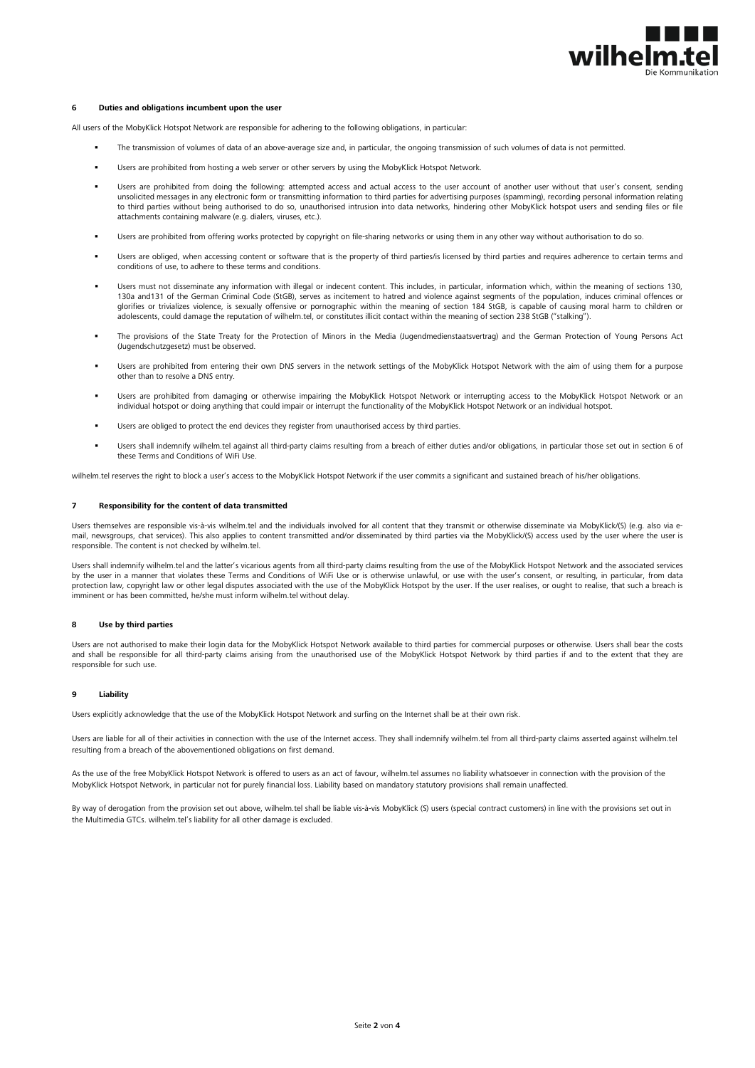## 6 Duties and obligations incumbent upon the user

All users of the MobyKlick Hotspot Network are responsible for adhering to the following obligations, in particular:

- The transmission of volumes of data of an above-average size and, in particular, the ongoing transmission of such volumes of data is not permitted.
- Users are prohibited from hosting a web server or other servers by using the MobyKlick Hotspot Network.
- Users are prohibited from doing the following: attempted access and actual access to the user account of another user without that user's consent, sending unsolicited messages in any electronic form or transmitting information to third parties for advertising purposes (spamming), recording personal information relating to third parties without being authorised to do so, unauthorised intrusion into data networks, hindering other MobyKlick hotspot users and sending files or file attachments containing malware (e.g. dialers, viruses, etc.).
- Users are prohibited from offering works protected by copyright on file-sharing networks or using them in any other way without authorisation to do so.
- Users are obliged, when accessing content or software that is the property of third parties/is licensed by third parties and requires adherence to certain terms and conditions of use, to adhere to these terms and conditions.
- Users must not disseminate any information with illegal or indecent content. This includes, in particular, information which, within the meaning of sections 130, 130a and131 of the German Criminal Code (StGB), serves as incitement to hatred and violence against segments of the population, induces criminal offences or glorifies or trivializes violence, is sexually offensive or pornographic within the meaning of section 184 StGB, is capable of causing moral harm to children or adolescents, could damage the reputation of wilhelm.tel, or constitutes illicit contact within the meaning of section 238 StGB ("stalking").
- The provisions of the State Treaty for the Protection of Minors in the Media (Jugendmedienstaatsvertrag) and the German Protection of Young Persons Act (Jugendschutzgesetz) must be observed.
- Users are prohibited from entering their own DNS servers in the network settings of the MobyKlick Hotspot Network with the aim of using them for a purpose other than to resolve a DNS entry.
- Users are prohibited from damaging or otherwise impairing the MobyKlick Hotspot Network or interrupting access to the MobyKlick Hotspot Network or an individual hotspot or doing anything that could impair or interrupt the functionality of the MobyKlick Hotspot Network or an individual hotspot.
- Users are obliged to protect the end devices they register from unauthorised access by third parties.
- Users shall indemnify wilhelm.tel against all third-party claims resulting from a breach of either duties and/or obligations, in particular those set out in section 6 of these Terms and Conditions of WiFi Use.

wilhelm.tel reserves the right to block a user's access to the MobyKlick Hotspot Network if the user commits a significant and sustained breach of his/her obligations.

## 7 Responsibility for the content of data transmitted

Users themselves are responsible vis-à-vis wilhelm.tel and the individuals involved for all content that they transmit or otherwise disseminate via MobyKlick/(S) (e.g. also via e-mail, newsgroups, chat services). This also applies to content transmitted and/or disseminated by third parties via the MobyKlick/(S) access used by the user where the user is responsible. The content is not checked by wilhelm.tel.

Users shall indemnify wilhelm.tel and the latter's vicarious agents from all third-party claims resulting from the use of the MobyKlick Hotspot Network and the associated services by the user in a manner that violates these Terms and Conditions of WiFi Use or is otherwise unlawful, or use with the user's consent, or resulting, in particular, from data protection law, copyright law or other legal disputes associated with the use of the MobyKlick Hotspot by the user. If the user realises, or ought to realise, that such a breach is imminent or has been committed, he/she must inform wilhelm.tel without delay.

## 8 Use by third parties

Users are not authorised to make their login data for the MobyKlick Hotspot Network available to third parties for commercial purposes or otherwise. Users shall bear the costs and shall be responsible for all third-party claims arising from the unauthorised use of the MobyKlick Hotspot Network by third parties if and to the extent that they are responsible for such use.

## 9 Liability

Users explicitly acknowledge that the use of the MobyKlick Hotspot Network and surfing on the Internet shall be at their own risk.

Users are liable for all of their activities in connection with the use of the Internet access. They shall indemnify wilhelm.tel from all third-party claims asserted against wilhelm.tel resulting from a breach of the abovementioned obligations on first demand.

As the use of the free MobyKlick Hotspot Network is offered to users as an act of favour, wilhelm.tel assumes no liability whatsoever in connection with the provision of the MobyKlick Hotspot Network, in particular not for purely financial loss. Liability based on mandatory statutory provisions shall remain unaffected.

By way of derogation from the provision set out above, wilhelm.tel shall be liable vis-à-vis MobyKlick (S) users (special contract customers) in line with the provisions set out in the Multimedia GTCs. wilhelm.tel's liability for all other damage is excluded.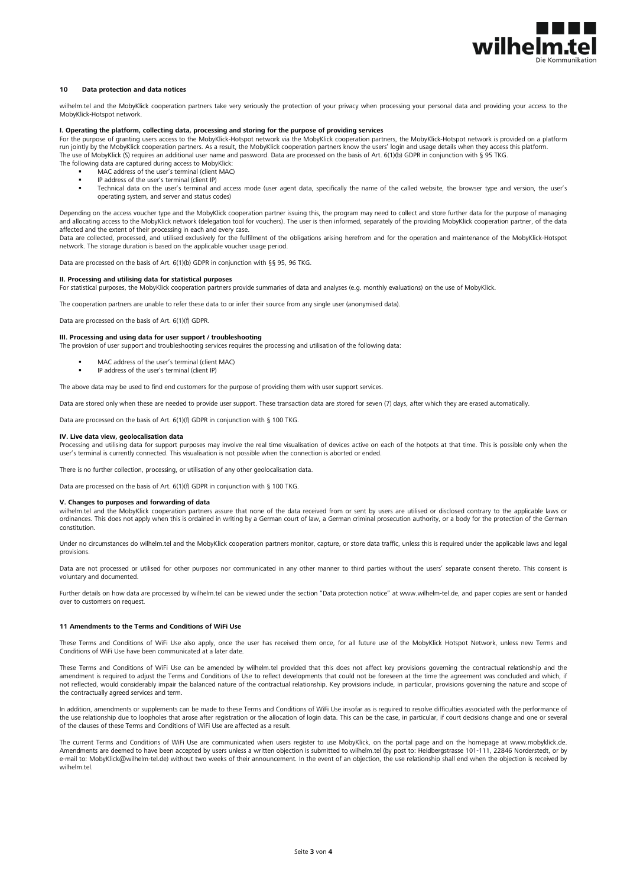## 10 Data protection and data notices

wilhelm.tel and the MobyKlick cooperation partners take very seriously the protection of your privacy when processing your personal data and providing your access to the MobyKlick-Hotspot network.

### I. Operating the platform, collecting data, processing and storing for the purpose of providing services

For the purpose of granting users access to the MobyKlick-Hotspot network via the MobyKlick cooperation partners, the MobyKlick-Hotspot network is provided on a platform run jointly by the MobyKlick cooperation partners. As a result, the MobyKlick cooperation partners know the users' login and usage details when they access this platform. The use of MobyKlick (S) requires an additional user name and password. Data are processed on the basis of Art. 6(1)(b) GDPR in conjunction with § 95 TKG.
The following data are captured during access to MobyKlick:

- MAC address of the user's terminal (client MAC)
- IP address of the user's terminal (client IP)
- Technical data on the user's terminal and access mode (user agent data, specifically the name of the called website, the browser type and version, the user's operating system, and server and status codes)

Depending on the access voucher type and the MobyKlick cooperation partner issuing this, the program may need to collect and store further data for the purpose of managing and allocating access to the MobyKlick network (delegation tool for vouchers). The user is then informed, separately of the providing MobyKlick cooperation partner, of the data affected and the extent of their processing in each and every case.
Data are collected, processed, and utilised exclusively for the fulfilment of the obligations arising herefrom and for the operation and maintenance of the MobyKlick-Hotspot network. The storage duration is based on the applicable voucher usage period.

Data are processed on the basis of Art. 6(1)(b) GDPR in conjunction with §§ 95, 96 TKG.

### II. Processing and utilising data for statistical purposes

For statistical purposes, the MobyKlick cooperation partners provide summaries of data and analyses (e.g. monthly evaluations) on the use of MobyKlick.

The cooperation partners are unable to refer these data to or infer their source from any single user (anonymised data).

Data are processed on the basis of Art. 6(1)(f) GDPR.

### III. Processing and using data for user support / troubleshooting

The provision of user support and troubleshooting services requires the processing and utilisation of the following data:

- MAC address of the user's terminal (client MAC)
- IP address of the user's terminal (client IP)

The above data may be used to find end customers for the purpose of providing them with user support services.

Data are stored only when these are needed to provide user support. These transaction data are stored for seven (7) days, after which they are erased automatically.

Data are processed on the basis of Art. 6(1)(f) GDPR in conjunction with § 100 TKG.

### IV. Live data view, geolocalisation data

Processing and utilising data for support purposes may involve the real time visualisation of devices active on each of the hotpots at that time. This is possible only when the user's terminal is currently connected. This visualisation is not possible when the connection is aborted or ended.

There is no further collection, processing, or utilisation of any other geolocalisation data.

Data are processed on the basis of Art. 6(1)(f) GDPR in conjunction with § 100 TKG.

### V. Changes to purposes and forwarding of data

wilhelm.tel and the MobyKlick cooperation partners assure that none of the data received from or sent by users are utilised or disclosed contrary to the applicable laws or ordinances. This does not apply when this is ordained in writing by a German court of law, a German criminal prosecution authority, or a body for the protection of the German constitution.

Under no circumstances do wilhelm.tel and the MobyKlick cooperation partners monitor, capture, or store data traffic, unless this is required under the applicable laws and legal provisions.

Data are not processed or utilised for other purposes nor communicated in any other manner to third parties without the users' separate consent thereto. This consent is voluntary and documented.

Further details on how data are processed by wilhelm.tel can be viewed under the section "Data protection notice" at www.wilhelm-tel.de, and paper copies are sent or handed over to customers on request.

## 11 Amendments to the Terms and Conditions of WiFi Use

These Terms and Conditions of WiFi Use also apply, once the user has received them once, for all future use of the MobyKlick Hotspot Network, unless new Terms and Conditions of WiFi Use have been communicated at a later date.

These Terms and Conditions of WiFi Use can be amended by wilhelm.tel provided that this does not affect key provisions governing the contractual relationship and the amendment is required to adjust the Terms and Conditions of Use to reflect developments that could not be foreseen at the time the agreement was concluded and which, if not reflected, would considerably impair the balanced nature of the contractual relationship. Key provisions include, in particular, provisions governing the nature and scope of the contractually agreed services and term.

In addition, amendments or supplements can be made to these Terms and Conditions of WiFi Use insofar as is required to resolve difficulties associated with the performance of the use relationship due to loopholes that arose after registration or the allocation of login data. This can be the case, in particular, if court decisions change and one or several of the clauses of these Terms and Conditions of WiFi Use are affected as a result.

The current Terms and Conditions of WiFi Use are communicated when users register to use MobyKlick, on the portal page and on the homepage at www.mobyklick.de. Amendments are deemed to have been accepted by users unless a written objection is submitted to wilhelm.tel (by post to: Heidbergstrasse 101-111, 22846 Norderstedt, or by e-mail to: MobyKlick@wilhelm-tel.de) without two weeks of their announcement. In the event of an objection, the use relationship shall end when the objection is received by wilhelm.tel.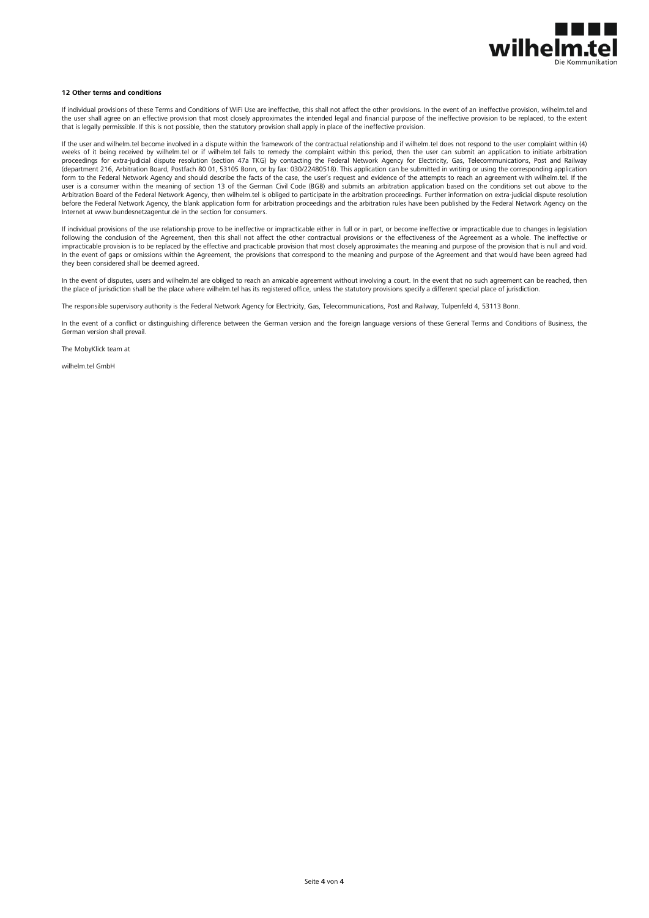**12 Other terms and conditions**

If individual provisions of these Terms and Conditions of WiFi Use are ineffective, this shall not affect the other provisions. In the event of an ineffective provision, wilhelm.tel and the user shall agree on an effective provision that most closely approximates the intended legal and financial purpose of the ineffective provision to be replaced, to the extent that is legally permissible. If this is not possible, then the statutory provision shall apply in place of the ineffective provision.

If the user and wilhelm.tel become involved in a dispute within the framework of the contractual relationship and if wilhelm.tel does not respond to the user complaint within (4) weeks of it being received by wilhelm.tel or if wilhelm.tel fails to remedy the complaint within this period, then the user can submit an application to initiate arbitration proceedings for extra-judicial dispute resolution (section 47a TKG) by contacting the Federal Network Agency for Electricity, Gas, Telecommunications, Post and Railway (department 216, Arbitration Board, Postfach 80 01, 53105 Bonn, or by fax: 030/22480518). This application can be submitted in writing or using the corresponding application form to the Federal Network Agency and should describe the facts of the case, the user's request and evidence of the attempts to reach an agreement with wilhelm.tel. If the user is a consumer within the meaning of section 13 of the German Civil Code (BGB) and submits an arbitration application based on the conditions set out above to the Arbitration Board of the Federal Network Agency, then wilhelm.tel is obliged to participate in the arbitration proceedings. Further information on extra-judicial dispute resolution before the Federal Network Agency, the blank application form for arbitration proceedings and the arbitration rules have been published by the Federal Network Agency on the Internet at www.bundesnetzagentur.de in the section for consumers.

If individual provisions of the use relationship prove to be ineffective or impracticable either in full or in part, or become ineffective or impracticable due to changes in legislation following the conclusion of the Agreement, then this shall not affect the other contractual provisions or the effectiveness of the Agreement as a whole. The ineffective or impracticable provision is to be replaced by the effective and practicable provision that most closely approximates the meaning and purpose of the provision that is null and void. In the event of gaps or omissions within the Agreement, the provisions that correspond to the meaning and purpose of the Agreement and that would have been agreed had they been considered shall be deemed agreed.

In the event of disputes, users and wilhelm.tel are obliged to reach an amicable agreement without involving a court. In the event that no such agreement can be reached, then the place of jurisdiction shall be the place where wilhelm.tel has its registered office, unless the statutory provisions specify a different special place of jurisdiction.

The responsible supervisory authority is the Federal Network Agency for Electricity, Gas, Telecommunications, Post and Railway, Tulpenfeld 4, 53113 Bonn.

In the event of a conflict or distinguishing difference between the German version and the foreign language versions of these General Terms and Conditions of Business, the German version shall prevail.

The MobyKlick team at

wilhelm.tel GmbH